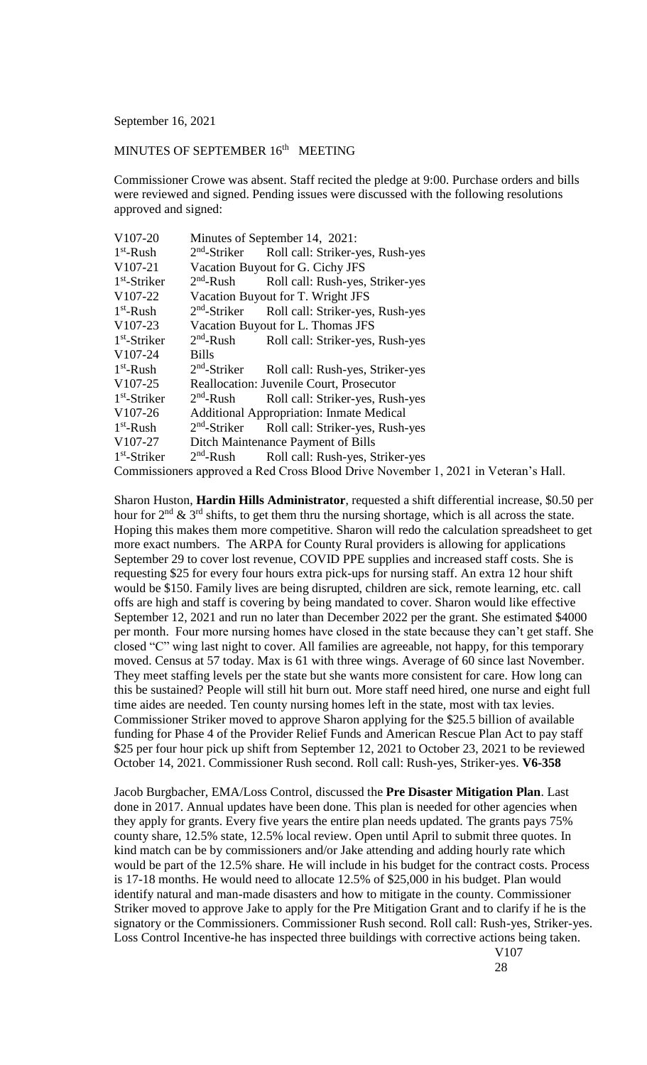September 16, 2021

MINUTES OF SEPTEMBER 16th MEETING

Commissioner Crowe was absent. Staff recited the pledge at 9:00. Purchase orders and bills were reviewed and signed. Pending issues were discussed with the following resolutions approved and signed:

| | | |
|---|---|---|
| V107-20 | Minutes of September 14, 2021: | |
| 1st-Rush | 2nd-Striker | Roll call: Striker-yes, Rush-yes |
| V107-21 | Vacation Buyout for G. Cichy JFS | |
| 1st-Striker | 2nd-Rush | Roll call: Rush-yes, Striker-yes |
| V107-22 | Vacation Buyout for T. Wright JFS | |
| 1st-Rush | 2nd-Striker | Roll call: Striker-yes, Rush-yes |
| V107-23 | Vacation Buyout for L. Thomas JFS | |
| 1st-Striker | 2nd-Rush | Roll call: Striker-yes, Rush-yes |
| V107-24 | Bills | |
| 1st-Rush | 2nd-Striker | Roll call: Rush-yes, Striker-yes |
| V107-25 | Reallocation: Juvenile Court, Prosecutor | |
| 1st-Striker | 2nd-Rush | Roll call: Striker-yes, Rush-yes |
| V107-26 | Additional Appropriation: Inmate Medical | |
| 1st-Rush | 2nd-Striker | Roll call: Striker-yes, Rush-yes |
| V107-27 | Ditch Maintenance Payment of Bills | |
| 1st-Striker | 2nd-Rush | Roll call: Rush-yes, Striker-yes |

Commissioners approved a Red Cross Blood Drive November 1, 2021 in Veteran's Hall.

Sharon Huston, **Hardin Hills Administrator**, requested a shift differential increase, $0.50 per hour for 2nd & 3rd shifts, to get them thru the nursing shortage, which is all across the state. Hoping this makes them more competitive. Sharon will redo the calculation spreadsheet to get more exact numbers. The ARPA for County Rural providers is allowing for applications September 29 to cover lost revenue, COVID PPE supplies and increased staff costs. She is requesting $25 for every four hours extra pick-ups for nursing staff. An extra 12 hour shift would be $150. Family lives are being disrupted, children are sick, remote learning, etc. call offs are high and staff is covering by being mandated to cover. Sharon would like effective September 12, 2021 and run no later than December 2022 per the grant. She estimated $4000 per month. Four more nursing homes have closed in the state because they can't get staff. She closed "C" wing last night to cover. All families are agreeable, not happy, for this temporary moved. Census at 57 today. Max is 61 with three wings. Average of 60 since last November. They meet staffing levels per the state but she wants more consistent for care. How long can this be sustained? People will still hit burn out. More staff need hired, one nurse and eight full time aides are needed. Ten county nursing homes left in the state, most with tax levies. Commissioner Striker moved to approve Sharon applying for the $25.5 billion of available funding for Phase 4 of the Provider Relief Funds and American Rescue Plan Act to pay staff $25 per four hour pick up shift from September 12, 2021 to October 23, 2021 to be reviewed October 14, 2021. Commissioner Rush second. Roll call: Rush-yes, Striker-yes. **V6-358**

Jacob Burgbacher, EMA/Loss Control, discussed the **Pre Disaster Mitigation Plan**. Last done in 2017. Annual updates have been done. This plan is needed for other agencies when they apply for grants. Every five years the entire plan needs updated. The grants pays 75% county share, 12.5% state, 12.5% local review. Open until April to submit three quotes. In kind match can be by commissioners and/or Jake attending and adding hourly rate which would be part of the 12.5% share. He will include in his budget for the contract costs. Process is 17-18 months. He would need to allocate 12.5% of $25,000 in his budget. Plan would identify natural and man-made disasters and how to mitigate in the county. Commissioner Striker moved to approve Jake to apply for the Pre Mitigation Grant and to clarify if he is the signatory or the Commissioners. Commissioner Rush second. Roll call: Rush-yes, Striker-yes. Loss Control Incentive-he has inspected three buildings with corrective actions being taken.

V107
28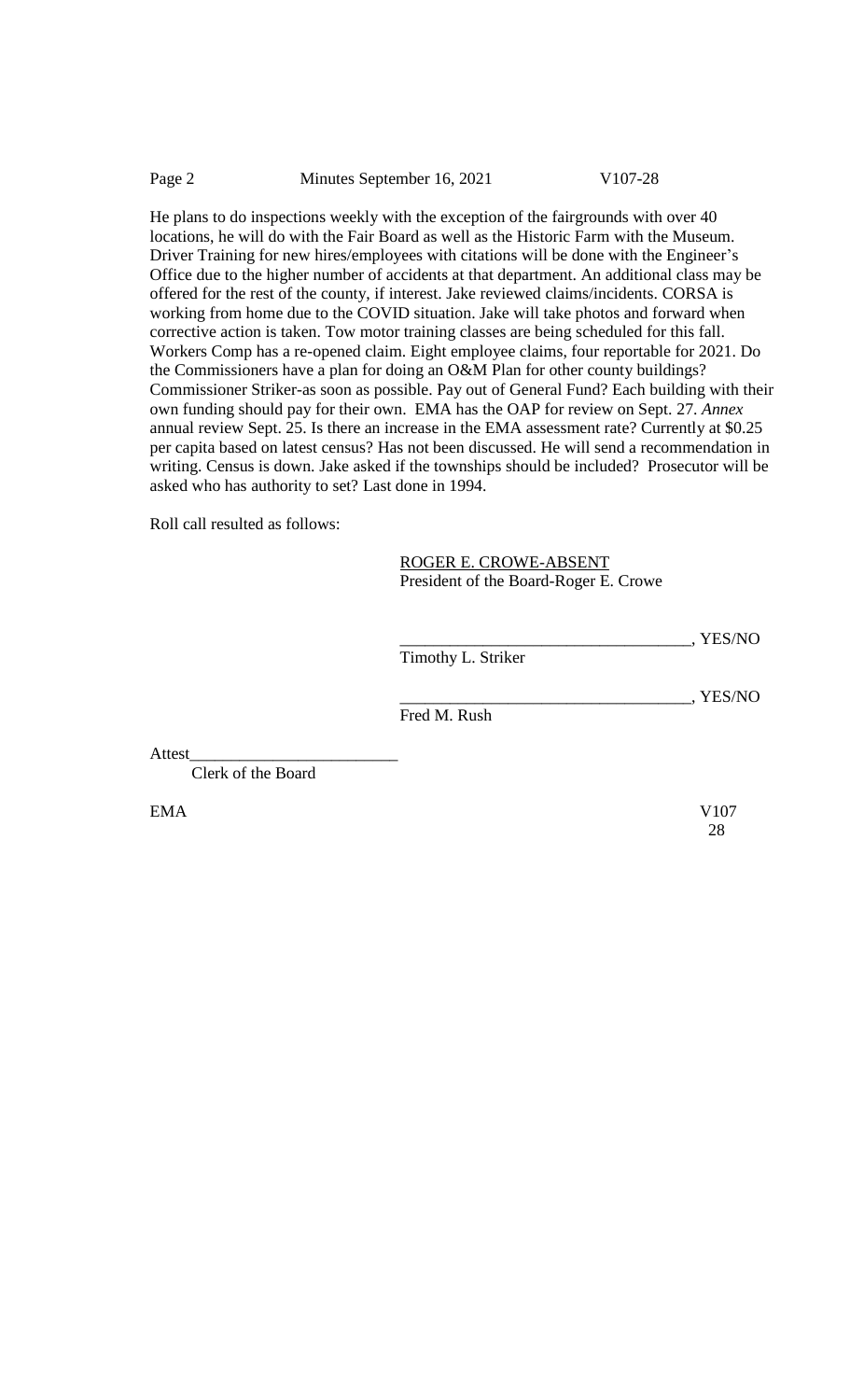He plans to do inspections weekly with the exception of the fairgrounds with over 40 locations, he will do with the Fair Board as well as the Historic Farm with the Museum. Driver Training for new hires/employees with citations will be done with the Engineer's Office due to the higher number of accidents at that department. An additional class may be offered for the rest of the county, if interest. Jake reviewed claims/incidents. CORSA is working from home due to the COVID situation. Jake will take photos and forward when corrective action is taken. Tow motor training classes are being scheduled for this fall. Workers Comp has a re-opened claim. Eight employee claims, four reportable for 2021. Do the Commissioners have a plan for doing an O&M Plan for other county buildings? Commissioner Striker-as soon as possible. Pay out of General Fund? Each building with their own funding should pay for their own. EMA has the OAP for review on Sept. 27. *Annex* annual review Sept. 25. Is there an increase in the EMA assessment rate? Currently at \$0.25 per capita based on latest census? Has not been discussed. He will send a recommendation in writing. Census is down. Jake asked if the townships should be included? Prosecutor will be asked who has authority to set? Last done in 1994.

Roll call resulted as follows:

ROGER E. CROWE-ABSENT
President of the Board-Roger E. Crowe

___________________________________, YES/NO
Timothy L. Striker

___________________________________, YES/NO
Fred M. Rush

Attest________________________
Clerk of the Board

EMA

V107
28